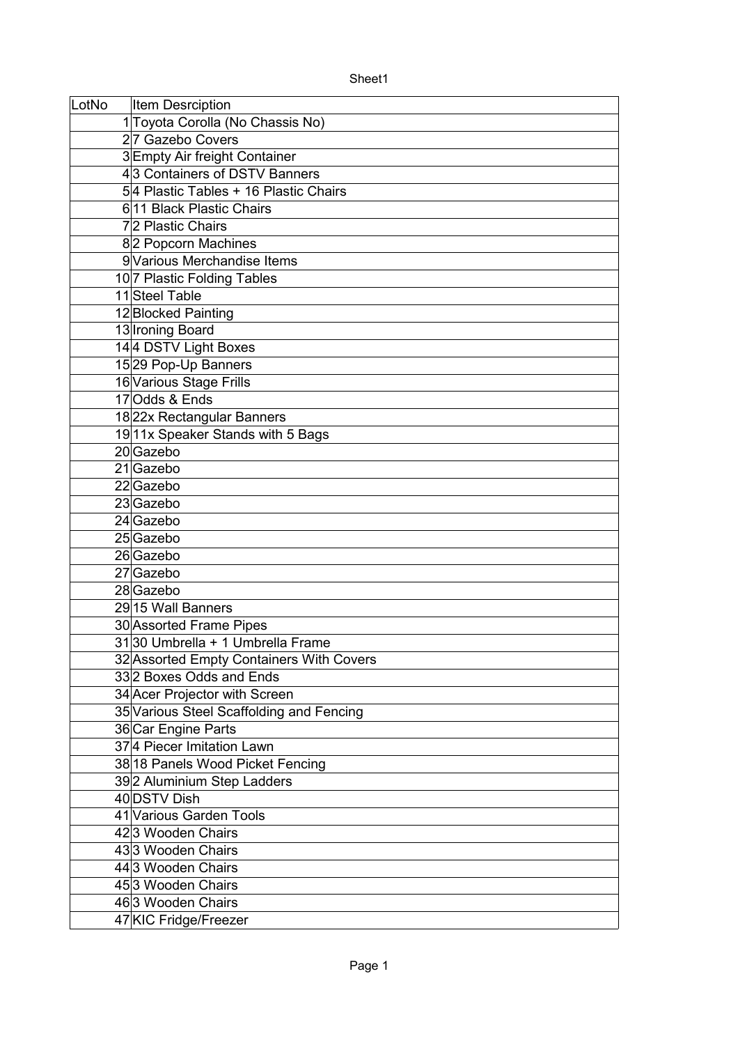| LotNo | Item Desrciption |
|---|---|
| 1 | Toyota Corolla (No Chassis No) |
| 2 | 7 Gazebo Covers |
| 3 | Empty Air freight Container |
| 4 | 3 Containers of DSTV Banners |
| 5 | 4 Plastic Tables + 16 Plastic Chairs |
| 6 | 11 Black Plastic Chairs |
| 7 | 2 Plastic Chairs |
| 8 | 2 Popcorn Machines |
| 9 | Various Merchandise Items |
| 10 | 7 Plastic Folding Tables |
| 11 | Steel Table |
| 12 | Blocked Painting |
| 13 | Ironing Board |
| 14 | 4 DSTV Light Boxes |
| 15 | 29 Pop-Up Banners |
| 16 | Various Stage Frills |
| 17 | Odds & Ends |
| 18 | 22x Rectangular Banners |
| 19 | 11x Speaker Stands with 5 Bags |
| 20 | Gazebo |
| 21 | Gazebo |
| 22 | Gazebo |
| 23 | Gazebo |
| 24 | Gazebo |
| 25 | Gazebo |
| 26 | Gazebo |
| 27 | Gazebo |
| 28 | Gazebo |
| 29 | 15 Wall Banners |
| 30 | Assorted Frame Pipes |
| 31 | 30 Umbrella + 1 Umbrella Frame |
| 32 | Assorted Empty Containers With Covers |
| 33 | 2 Boxes Odds and Ends |
| 34 | Acer Projector with Screen |
| 35 | Various Steel Scaffolding and Fencing |
| 36 | Car Engine Parts |
| 37 | 4 Piecer Imitation Lawn |
| 38 | 18 Panels Wood Picket Fencing |
| 39 | 2 Aluminium Step Ladders |
| 40 | DSTV Dish |
| 41 | Various Garden Tools |
| 42 | 3 Wooden Chairs |
| 43 | 3 Wooden Chairs |
| 44 | 3 Wooden Chairs |
| 45 | 3 Wooden Chairs |
| 46 | 3 Wooden Chairs |
| 47 | KIC Fridge/Freezer |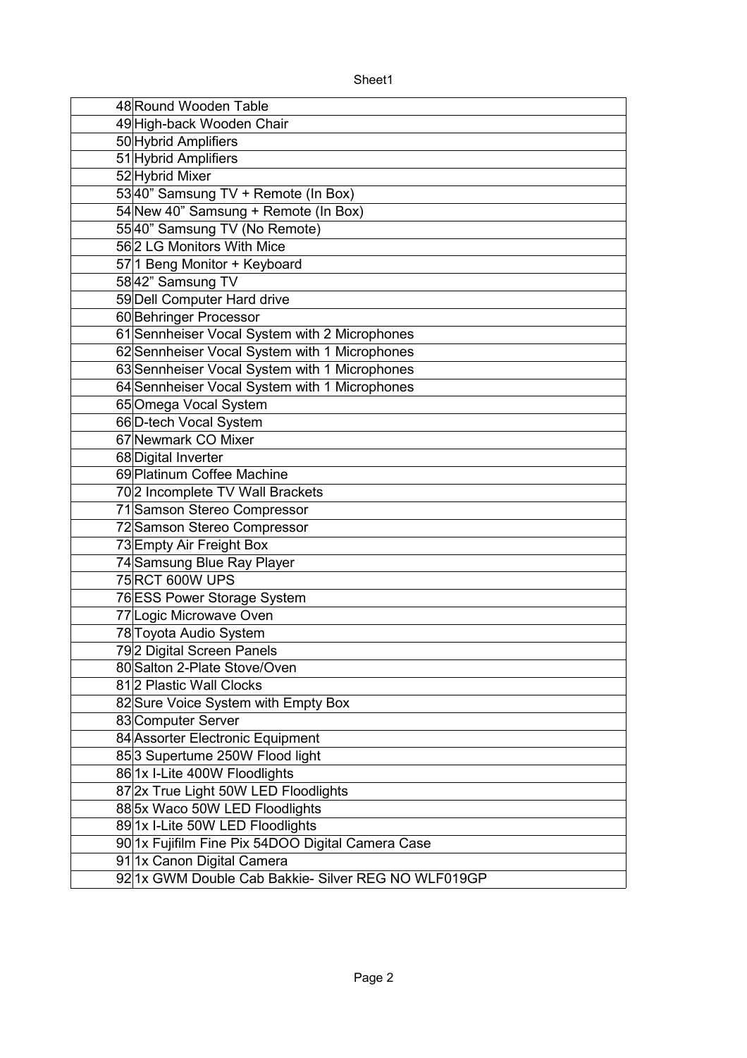| | |
|---|---|
| 48 | Round Wooden Table |
| 49 | High-back Wooden Chair |
| 50 | Hybrid Amplifiers |
| 51 | Hybrid Amplifiers |
| 52 | Hybrid Mixer |
| 53 | 40" Samsung TV + Remote (In Box) |
| 54 | New 40" Samsung + Remote (In Box) |
| 55 | 40" Samsung TV (No Remote) |
| 56 | 2 LG Monitors With Mice |
| 57 | 1 Beng Monitor + Keyboard |
| 58 | 42" Samsung TV |
| 59 | Dell Computer Hard drive |
| 60 | Behringer Processor |
| 61 | Sennheiser Vocal System with 2 Microphones |
| 62 | Sennheiser Vocal System with 1 Microphones |
| 63 | Sennheiser Vocal System with 1 Microphones |
| 64 | Sennheiser Vocal System with 1 Microphones |
| 65 | Omega Vocal System |
| 66 | D-tech Vocal System |
| 67 | Newmark CO Mixer |
| 68 | Digital Inverter |
| 69 | Platinum Coffee Machine |
| 70 | 2 Incomplete TV Wall Brackets |
| 71 | Samson Stereo Compressor |
| 72 | Samson Stereo Compressor |
| 73 | Empty Air Freight Box |
| 74 | Samsung Blue Ray Player |
| 75 | RCT 600W UPS |
| 76 | ESS Power Storage System |
| 77 | Logic Microwave Oven |
| 78 | Toyota Audio System |
| 79 | 2 Digital Screen Panels |
| 80 | Salton 2-Plate Stove/Oven |
| 81 | 2 Plastic Wall Clocks |
| 82 | Sure Voice System with Empty Box |
| 83 | Computer Server |
| 84 | Assorter Electronic Equipment |
| 85 | 3 Supertume 250W Flood light |
| 86 | 1x I-Lite 400W Floodlights |
| 87 | 2x True Light 50W LED Floodlights |
| 88 | 5x Waco 50W LED Floodlights |
| 89 | 1x I-Lite 50W LED Floodlights |
| 90 | 1x Fujifilm Fine Pix 54DOO Digital Camera Case |
| 91 | 1x Canon Digital Camera |
| 92 | 1x GWM Double Cab Bakkie- Silver REG NO WLF019GP |